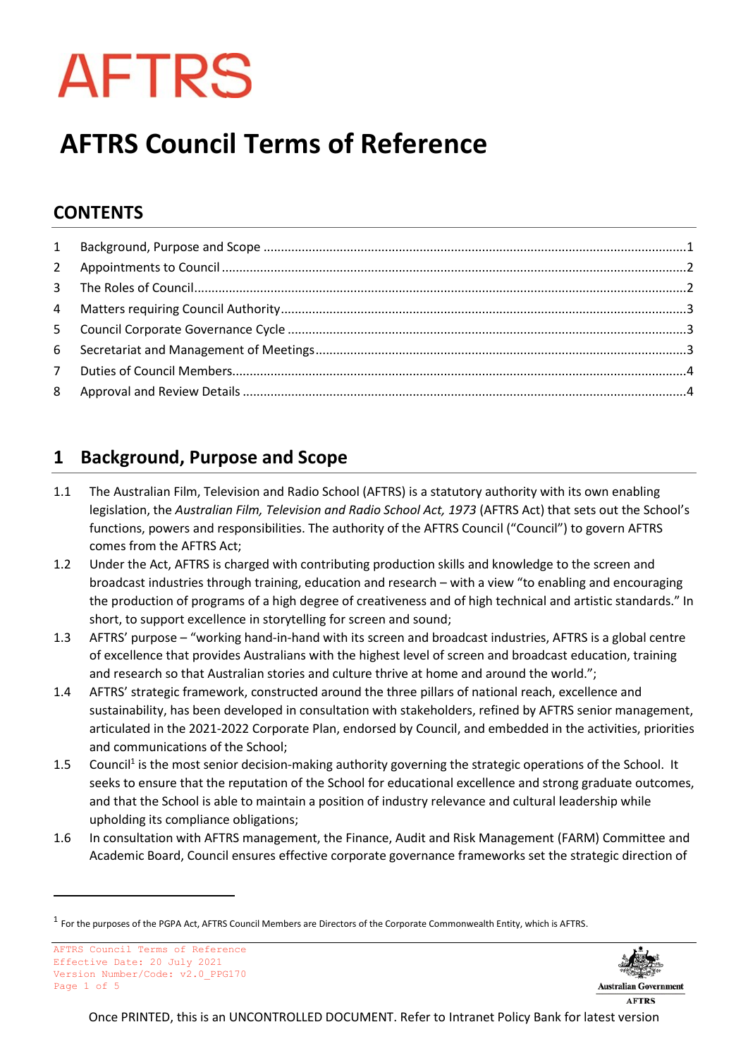# AFTRS

# AFTRS Council Terms of Reference

## CONTENTS

| | | |
|---|---|---|
| 1 | Background, Purpose and Scope | 1 |
| 2 | Appointments to Council | 2 |
| 3 | The Roles of Council | 2 |
| 4 | Matters requiring Council Authority | 3 |
| 5 | Council Corporate Governance Cycle | 3 |
| 6 | Secretariat and Management of Meetings | 3 |
| 7 | Duties of Council Members | 4 |
| 8 | Approval and Review Details | 4 |

## 1 Background, Purpose and Scope

1.1 The Australian Film, Television and Radio School (AFTRS) is a statutory authority with its own enabling legislation, the *Australian Film, Television and Radio School Act, 1973* (AFTRS Act) that sets out the School's functions, powers and responsibilities. The authority of the AFTRS Council ("Council") to govern AFTRS comes from the AFTRS Act;

1.2 Under the Act, AFTRS is charged with contributing production skills and knowledge to the screen and broadcast industries through training, education and research – with a view "to enabling and encouraging the production of programs of a high degree of creativeness and of high technical and artistic standards." In short, to support excellence in storytelling for screen and sound;

1.3 AFTRS' purpose – "working hand-in-hand with its screen and broadcast industries, AFTRS is a global centre of excellence that provides Australians with the highest level of screen and broadcast education, training and research so that Australian stories and culture thrive at home and around the world.";

1.4 AFTRS' strategic framework, constructed around the three pillars of national reach, excellence and sustainability, has been developed in consultation with stakeholders, refined by AFTRS senior management, articulated in the 2021-2022 Corporate Plan, endorsed by Council, and embedded in the activities, priorities and communications of the School;

1.5 Council[1] is the most senior decision-making authority governing the strategic operations of the School. It seeks to ensure that the reputation of the School for educational excellence and strong graduate outcomes, and that the School is able to maintain a position of industry relevance and cultural leadership while upholding its compliance obligations;

1.6 In consultation with AFTRS management, the Finance, Audit and Risk Management (FARM) Committee and Academic Board, Council ensures effective corporate governance frameworks set the strategic direction of

---

[1] For the purposes of the PGPA Act, AFTRS Council Members are Directors of the Corporate Commonwealth Entity, which is AFTRS.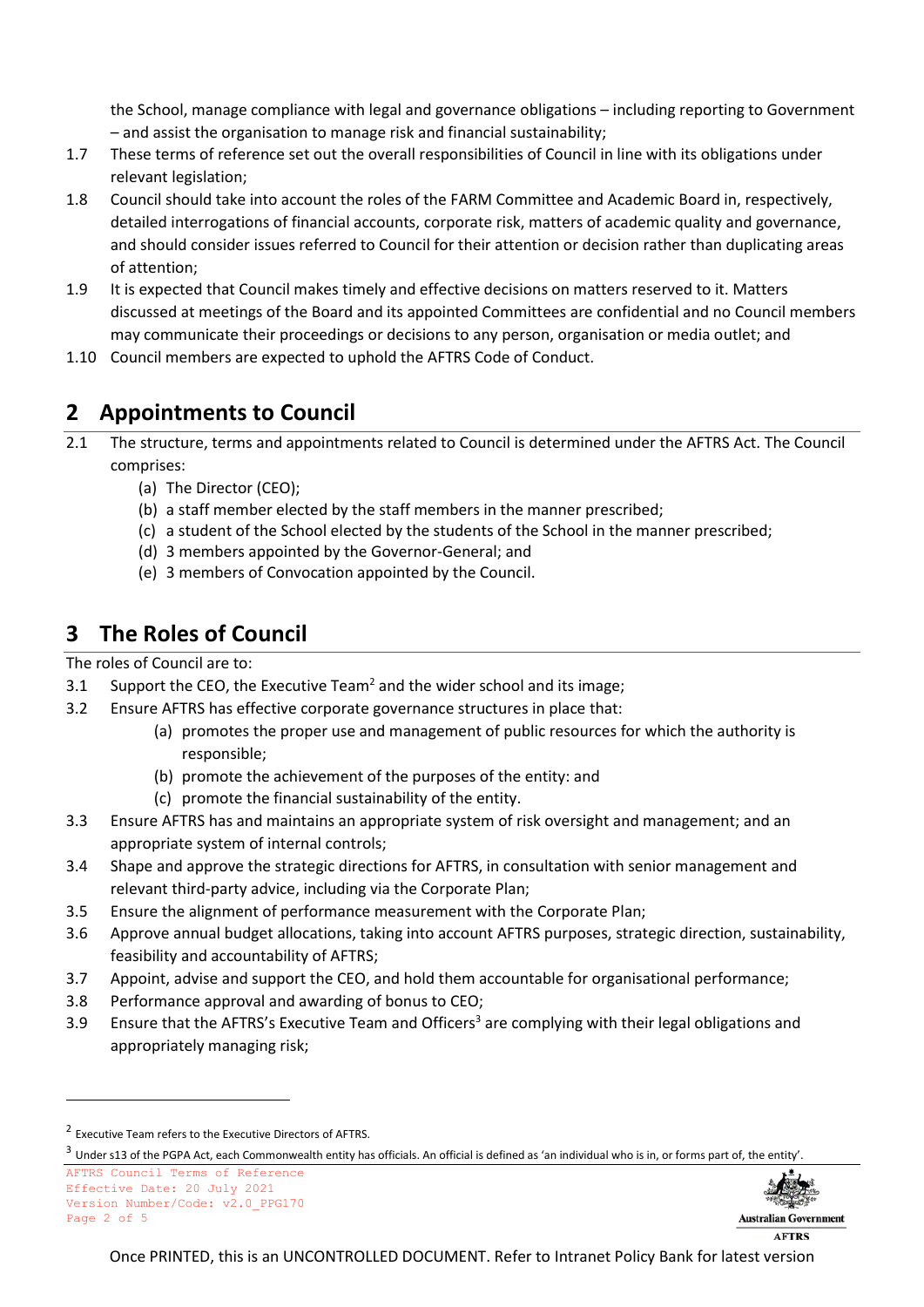the School, manage compliance with legal and governance obligations – including reporting to Government – and assist the organisation to manage risk and financial sustainability;

1.7 These terms of reference set out the overall responsibilities of Council in line with its obligations under relevant legislation;

1.8 Council should take into account the roles of the FARM Committee and Academic Board in, respectively, detailed interrogations of financial accounts, corporate risk, matters of academic quality and governance, and should consider issues referred to Council for their attention or decision rather than duplicating areas of attention;

1.9 It is expected that Council makes timely and effective decisions on matters reserved to it. Matters discussed at meetings of the Board and its appointed Committees are confidential and no Council members may communicate their proceedings or decisions to any person, organisation or media outlet; and

1.10 Council members are expected to uphold the AFTRS Code of Conduct.

## 2 Appointments to Council

2.1 The structure, terms and appointments related to Council is determined under the AFTRS Act. The Council comprises:

(a) The Director (CEO);
(b) a staff member elected by the staff members in the manner prescribed;
(c) a student of the School elected by the students of the School in the manner prescribed;
(d) 3 members appointed by the Governor-General; and
(e) 3 members of Convocation appointed by the Council.

## 3 The Roles of Council

The roles of Council are to:

3.1 Support the CEO, the Executive Team[2] and the wider school and its image;

3.2 Ensure AFTRS has effective corporate governance structures in place that:

(a) promotes the proper use and management of public resources for which the authority is responsible;
(b) promote the achievement of the purposes of the entity: and
(c) promote the financial sustainability of the entity.

3.3 Ensure AFTRS has and maintains an appropriate system of risk oversight and management; and an appropriate system of internal controls;

3.4 Shape and approve the strategic directions for AFTRS, in consultation with senior management and relevant third-party advice, including via the Corporate Plan;

3.5 Ensure the alignment of performance measurement with the Corporate Plan;

3.6 Approve annual budget allocations, taking into account AFTRS purposes, strategic direction, sustainability, feasibility and accountability of AFTRS;

3.7 Appoint, advise and support the CEO, and hold them accountable for organisational performance;

3.8 Performance approval and awarding of bonus to CEO;

3.9 Ensure that the AFTRS's Executive Team and Officers[3] are complying with their legal obligations and appropriately managing risk;

---

[2] Executive Team refers to the Executive Directors of AFTRS.

[3] Under s13 of the PGPA Act, each Commonwealth entity has officials. An official is defined as 'an individual who is in, or forms part of, the entity'.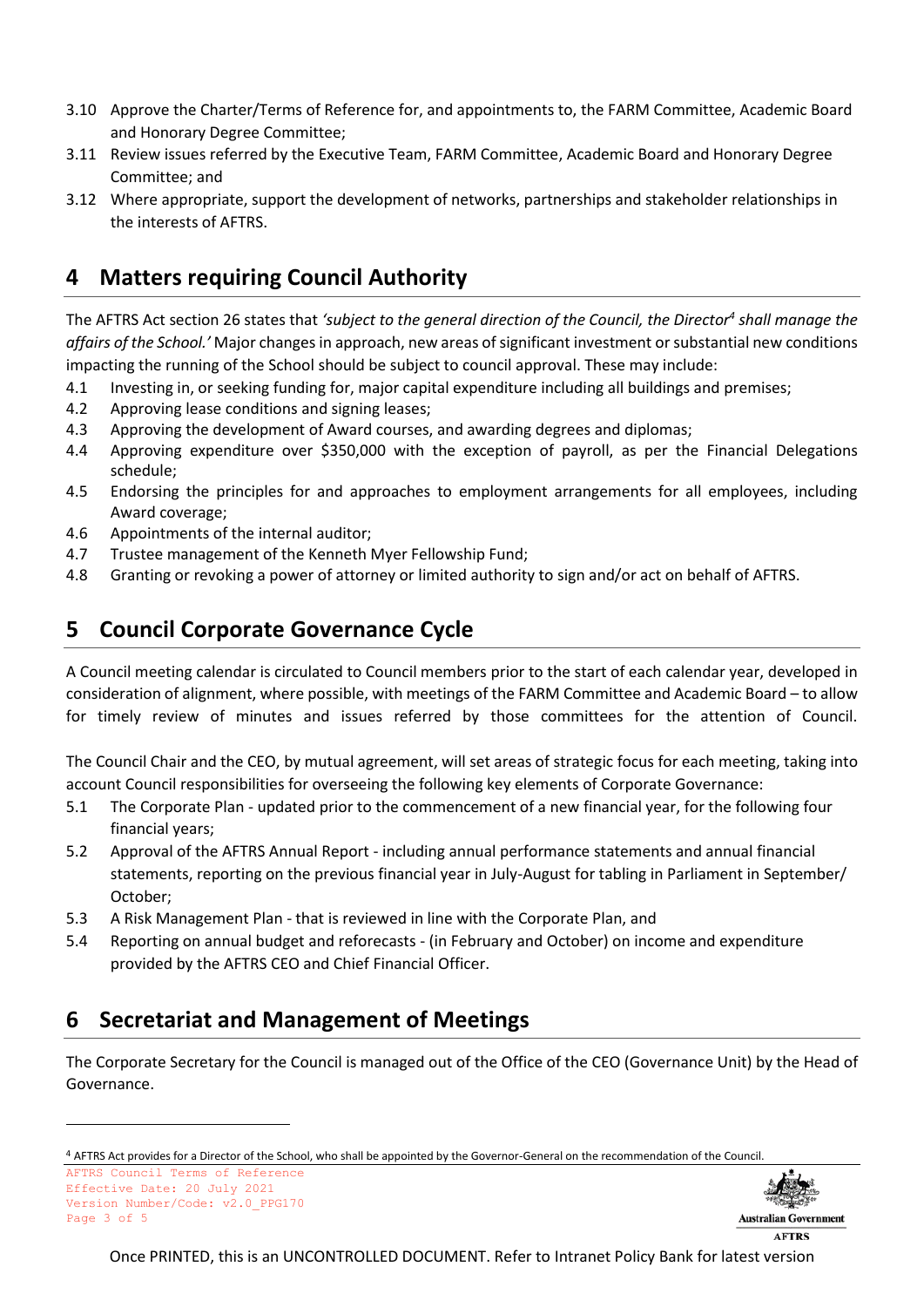3.10 Approve the Charter/Terms of Reference for, and appointments to, the FARM Committee, Academic Board and Honorary Degree Committee;

3.11 Review issues referred by the Executive Team, FARM Committee, Academic Board and Honorary Degree Committee; and

3.12 Where appropriate, support the development of networks, partnerships and stakeholder relationships in the interests of AFTRS.

## 4 Matters requiring Council Authority

The AFTRS Act section 26 states that *'subject to the general direction of the Council, the Director*[4] *shall manage the affairs of the School.'* Major changes in approach, new areas of significant investment or substantial new conditions impacting the running of the School should be subject to council approval. These may include:

4.1 Investing in, or seeking funding for, major capital expenditure including all buildings and premises;

4.2 Approving lease conditions and signing leases;

4.3 Approving the development of Award courses, and awarding degrees and diplomas;

4.4 Approving expenditure over $350,000 with the exception of payroll, as per the Financial Delegations schedule;

4.5 Endorsing the principles for and approaches to employment arrangements for all employees, including Award coverage;

4.6 Appointments of the internal auditor;

4.7 Trustee management of the Kenneth Myer Fellowship Fund;

4.8 Granting or revoking a power of attorney or limited authority to sign and/or act on behalf of AFTRS.

## 5 Council Corporate Governance Cycle

A Council meeting calendar is circulated to Council members prior to the start of each calendar year, developed in consideration of alignment, where possible, with meetings of the FARM Committee and Academic Board – to allow for timely review of minutes and issues referred by those committees for the attention of Council.

The Council Chair and the CEO, by mutual agreement, will set areas of strategic focus for each meeting, taking into account Council responsibilities for overseeing the following key elements of Corporate Governance:

5.1 The Corporate Plan - updated prior to the commencement of a new financial year, for the following four financial years;

5.2 Approval of the AFTRS Annual Report - including annual performance statements and annual financial statements, reporting on the previous financial year in July-August for tabling in Parliament in September/ October;

5.3 A Risk Management Plan - that is reviewed in line with the Corporate Plan, and

5.4 Reporting on annual budget and reforecasts - (in February and October) on income and expenditure provided by the AFTRS CEO and Chief Financial Officer.

## 6 Secretariat and Management of Meetings

The Corporate Secretary for the Council is managed out of the Office of the CEO (Governance Unit) by the Head of Governance.

[4] AFTRS Act provides for a Director of the School, who shall be appointed by the Governor-General on the recommendation of the Council.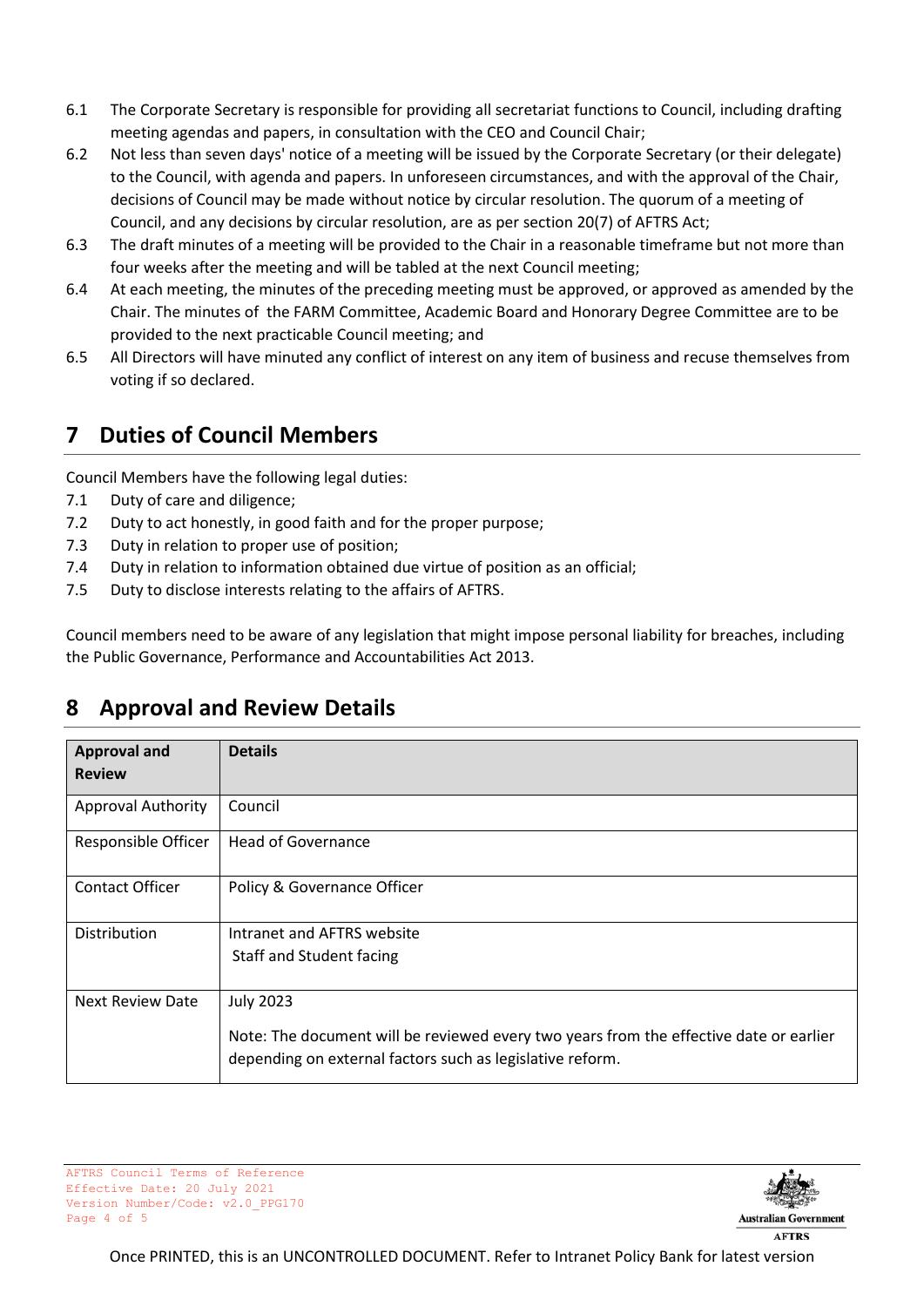6.1 The Corporate Secretary is responsible for providing all secretariat functions to Council, including drafting meeting agendas and papers, in consultation with the CEO and Council Chair;

6.2 Not less than seven days' notice of a meeting will be issued by the Corporate Secretary (or their delegate) to the Council, with agenda and papers. In unforeseen circumstances, and with the approval of the Chair, decisions of Council may be made without notice by circular resolution. The quorum of a meeting of Council, and any decisions by circular resolution, are as per section 20(7) of AFTRS Act;

6.3 The draft minutes of a meeting will be provided to the Chair in a reasonable timeframe but not more than four weeks after the meeting and will be tabled at the next Council meeting;

6.4 At each meeting, the minutes of the preceding meeting must be approved, or approved as amended by the Chair. The minutes of the FARM Committee, Academic Board and Honorary Degree Committee are to be provided to the next practicable Council meeting; and

6.5 All Directors will have minuted any conflict of interest on any item of business and recuse themselves from voting if so declared.

## 7 Duties of Council Members

Council Members have the following legal duties:

7.1 Duty of care and diligence;

7.2 Duty to act honestly, in good faith and for the proper purpose;

7.3 Duty in relation to proper use of position;

7.4 Duty in relation to information obtained due virtue of position as an official;

7.5 Duty to disclose interests relating to the affairs of AFTRS.

Council members need to be aware of any legislation that might impose personal liability for breaches, including the Public Governance, Performance and Accountabilities Act 2013.

## 8 Approval and Review Details

| Approval and Review | Details |
| --- | --- |
| Approval Authority | Council |
| Responsible Officer | Head of Governance |
| Contact Officer | Policy & Governance Officer |
| Distribution | Intranet and AFTRS website<br>Staff and Student facing |
| Next Review Date | July 2023<br><br>Note: The document will be reviewed every two years from the effective date or earlier depending on external factors such as legislative reform. |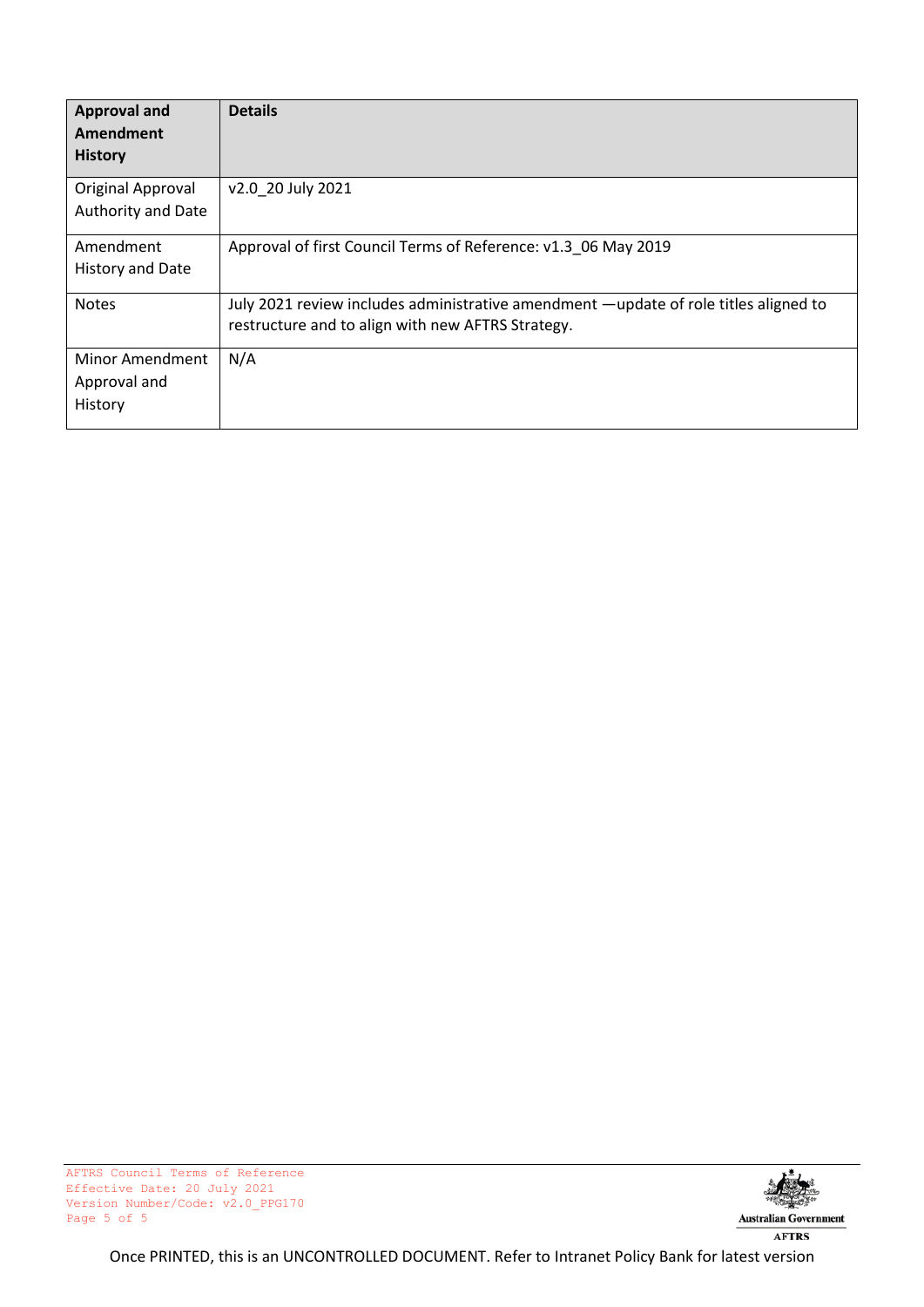| Approval and Amendment History | Details |
| --- | --- |
| Original Approval Authority and Date | v2.0_20 July 2021 |
| Amendment History and Date | Approval of first Council Terms of Reference: v1.3_06 May 2019 |
| Notes | July 2021 review includes administrative amendment —update of role titles aligned to restructure and to align with new AFTRS Strategy. |
| Minor Amendment Approval and History | N/A |